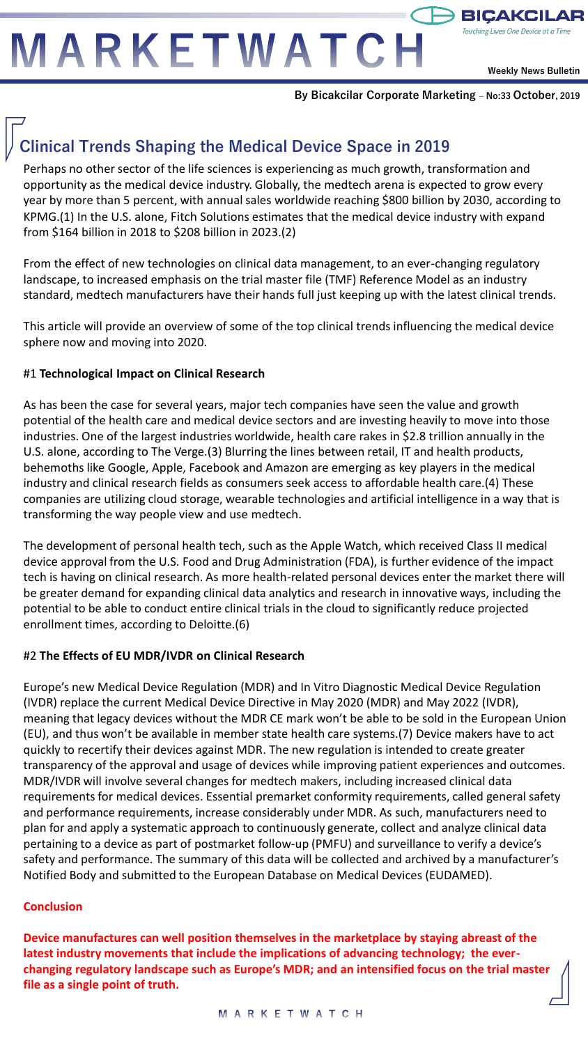# MARKETWATCH

**BIÇAKCILAR** *Touching Lives One Device at a Time*

**Weekly News Bulletin**

**By Bicakcilar Corporate Marketing – No:33 October, 2019**

## Clinical Trends Shaping the Medical Device Space in 2019

Perhaps no other sector of the life sciences is experiencing as much growth, transformation and opportunity as the medical device industry. Globally, the medtech arena is expected to grow every year by more than 5 percent, with annual sales worldwide reaching $800 billion by 2030, according to KPMG.(1) In the U.S. alone, Fitch Solutions estimates that the medical device industry with expand from $164 billion in 2018 to $208 billion in 2023.(2)

From the effect of new technologies on clinical data management, to an ever-changing regulatory landscape, to increased emphasis on the trial master file (TMF) Reference Model as an industry standard, medtech manufacturers have their hands full just keeping up with the latest clinical trends.

This article will provide an overview of some of the top clinical trends influencing the medical device sphere now and moving into 2020.

### #1 **Technological Impact on Clinical Research**

As has been the case for several years, major tech companies have seen the value and growth potential of the health care and medical device sectors and are investing heavily to move into those industries. One of the largest industries worldwide, health care rakes in $2.8 trillion annually in the U.S. alone, according to The Verge.(3) Blurring the lines between retail, IT and health products, behemoths like Google, Apple, Facebook and Amazon are emerging as key players in the medical industry and clinical research fields as consumers seek access to affordable health care.(4) These companies are utilizing cloud storage, wearable technologies and artificial intelligence in a way that is transforming the way people view and use medtech.

The development of personal health tech, such as the Apple Watch, which received Class II medical device approval from the U.S. Food and Drug Administration (FDA), is further evidence of the impact tech is having on clinical research. As more health-related personal devices enter the market there will be greater demand for expanding clinical data analytics and research in innovative ways, including the potential to be able to conduct entire clinical trials in the cloud to significantly reduce projected enrollment times, according to Deloitte.(6)

### #2 **The Effects of EU MDR/IVDR on Clinical Research**

Europe's new Medical Device Regulation (MDR) and In Vitro Diagnostic Medical Device Regulation (IVDR) replace the current Medical Device Directive in May 2020 (MDR) and May 2022 (IVDR), meaning that legacy devices without the MDR CE mark won't be able to be sold in the European Union (EU), and thus won't be available in member state health care systems.(7) Device makers have to act quickly to recertify their devices against MDR. The new regulation is intended to create greater transparency of the approval and usage of devices while improving patient experiences and outcomes. MDR/IVDR will involve several changes for medtech makers, including increased clinical data requirements for medical devices. Essential premarket conformity requirements, called general safety and performance requirements, increase considerably under MDR. As such, manufacturers need to plan for and apply a systematic approach to continuously generate, collect and analyze clinical data pertaining to a device as part of postmarket follow-up (PMFU) and surveillance to verify a device's safety and performance. The summary of this data will be collected and archived by a manufacturer's Notified Body and submitted to the European Database on Medical Devices (EUDAMED).

### **Conclusion**

**Device manufactures can well position themselves in the marketplace by staying abreast of the latest industry movements that include the implications of advancing technology; the ever-changing regulatory landscape such as Europe's MDR; and an intensified focus on the trial master file as a single point of truth.**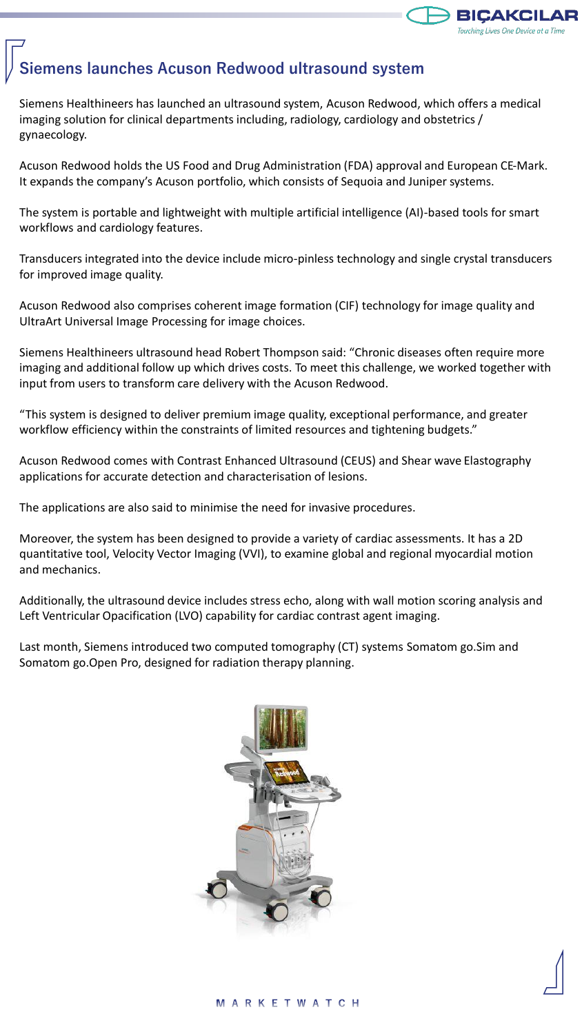## Siemens launches Acuson Redwood ultrasound system

Siemens Healthineers has launched an ultrasound system, Acuson Redwood, which offers a medical imaging solution for clinical departments including, radiology, cardiology and obstetrics / gynaecology.

Acuson Redwood holds the US Food and Drug Administration (FDA) approval and European CE-Mark. It expands the company's Acuson portfolio, which consists of Sequoia and Juniper systems.

The system is portable and lightweight with multiple artificial intelligence (AI)-based tools for smart workflows and cardiology features.

Transducers integrated into the device include micro-pinless technology and single crystal transducers for improved image quality.

Acuson Redwood also comprises coherent image formation (CIF) technology for image quality and UltraArt Universal Image Processing for image choices.

Siemens Healthineers ultrasound head Robert Thompson said: "Chronic diseases often require more imaging and additional follow up which drives costs. To meet this challenge, we worked together with input from users to transform care delivery with the Acuson Redwood.

"This system is designed to deliver premium image quality, exceptional performance, and greater workflow efficiency within the constraints of limited resources and tightening budgets."

Acuson Redwood comes with Contrast Enhanced Ultrasound (CEUS) and Shear wave Elastography applications for accurate detection and characterisation of lesions.

The applications are also said to minimise the need for invasive procedures.

Moreover, the system has been designed to provide a variety of cardiac assessments. It has a 2D quantitative tool, Velocity Vector Imaging (VVI), to examine global and regional myocardial motion and mechanics.

Additionally, the ultrasound device includes stress echo, along with wall motion scoring analysis and Left Ventricular Opacification (LVO) capability for cardiac contrast agent imaging.

Last month, Siemens introduced two computed tomography (CT) systems Somatom go.Sim and Somatom go.Open Pro, designed for radiation therapy planning.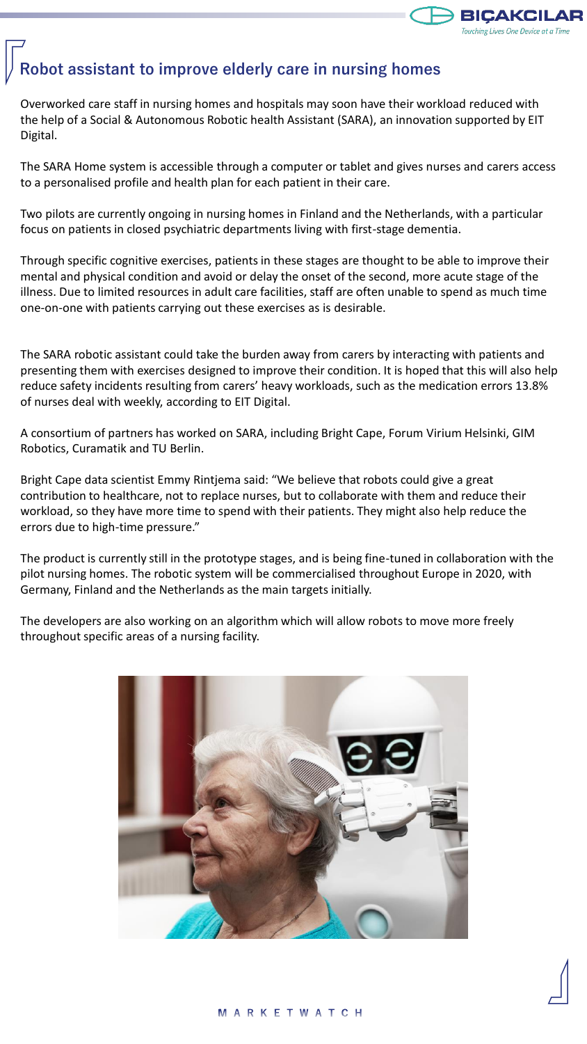# Robot assistant to improve elderly care in nursing homes

Overworked care staff in nursing homes and hospitals may soon have their workload reduced with the help of a Social & Autonomous Robotic health Assistant (SARA), an innovation supported by EIT Digital.

The SARA Home system is accessible through a computer or tablet and gives nurses and carers access to a personalised profile and health plan for each patient in their care.

Two pilots are currently ongoing in nursing homes in Finland and the Netherlands, with a particular focus on patients in closed psychiatric departments living with first-stage dementia.

Through specific cognitive exercises, patients in these stages are thought to be able to improve their mental and physical condition and avoid or delay the onset of the second, more acute stage of the illness. Due to limited resources in adult care facilities, staff are often unable to spend as much time one-on-one with patients carrying out these exercises as is desirable.

The SARA robotic assistant could take the burden away from carers by interacting with patients and presenting them with exercises designed to improve their condition. It is hoped that this will also help reduce safety incidents resulting from carers' heavy workloads, such as the medication errors 13.8% of nurses deal with weekly, according to EIT Digital.

A consortium of partners has worked on SARA, including Bright Cape, Forum Virium Helsinki, GIM Robotics, Curamatik and TU Berlin.

Bright Cape data scientist Emmy Rintjema said: "We believe that robots could give a great contribution to healthcare, not to replace nurses, but to collaborate with them and reduce their workload, so they have more time to spend with their patients. They might also help reduce the errors due to high-time pressure."

The product is currently still in the prototype stages, and is being fine-tuned in collaboration with the pilot nursing homes. The robotic system will be commercialised throughout Europe in 2020, with Germany, Finland and the Netherlands as the main targets initially.

The developers are also working on an algorithm which will allow robots to move more freely throughout specific areas of a nursing facility.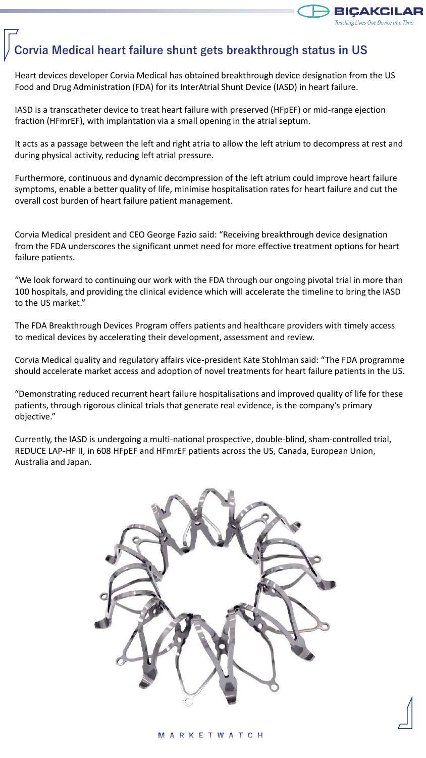## Corvia Medical heart failure shunt gets breakthrough status in US

Heart devices developer Corvia Medical has obtained breakthrough device designation from the US Food and Drug Administration (FDA) for its InterAtrial Shunt Device (IASD) in heart failure.

IASD is a transcatheter device to treat heart failure with preserved (HFpEF) or mid-range ejection fraction (HFmrEF), with implantation via a small opening in the atrial septum.

It acts as a passage between the left and right atria to allow the left atrium to decompress at rest and during physical activity, reducing left atrial pressure.

Furthermore, continuous and dynamic decompression of the left atrium could improve heart failure symptoms, enable a better quality of life, minimise hospitalisation rates for heart failure and cut the overall cost burden of heart failure patient management.

Corvia Medical president and CEO George Fazio said: "Receiving breakthrough device designation from the FDA underscores the significant unmet need for more effective treatment options for heart failure patients.

"We look forward to continuing our work with the FDA through our ongoing pivotal trial in more than 100 hospitals, and providing the clinical evidence which will accelerate the timeline to bring the IASD to the US market."

The FDA Breakthrough Devices Program offers patients and healthcare providers with timely access to medical devices by accelerating their development, assessment and review.

Corvia Medical quality and regulatory affairs vice-president Kate Stohlman said: "The FDA programme should accelerate market access and adoption of novel treatments for heart failure patients in the US.

"Demonstrating reduced recurrent heart failure hospitalisations and improved quality of life for these patients, through rigorous clinical trials that generate real evidence, is the company's primary objective."

Currently, the IASD is undergoing a multi-national prospective, double-blind, sham-controlled trial, REDUCE LAP-HF II, in 608 HFpEF and HFmrEF patients across the US, Canada, European Union, Australia and Japan.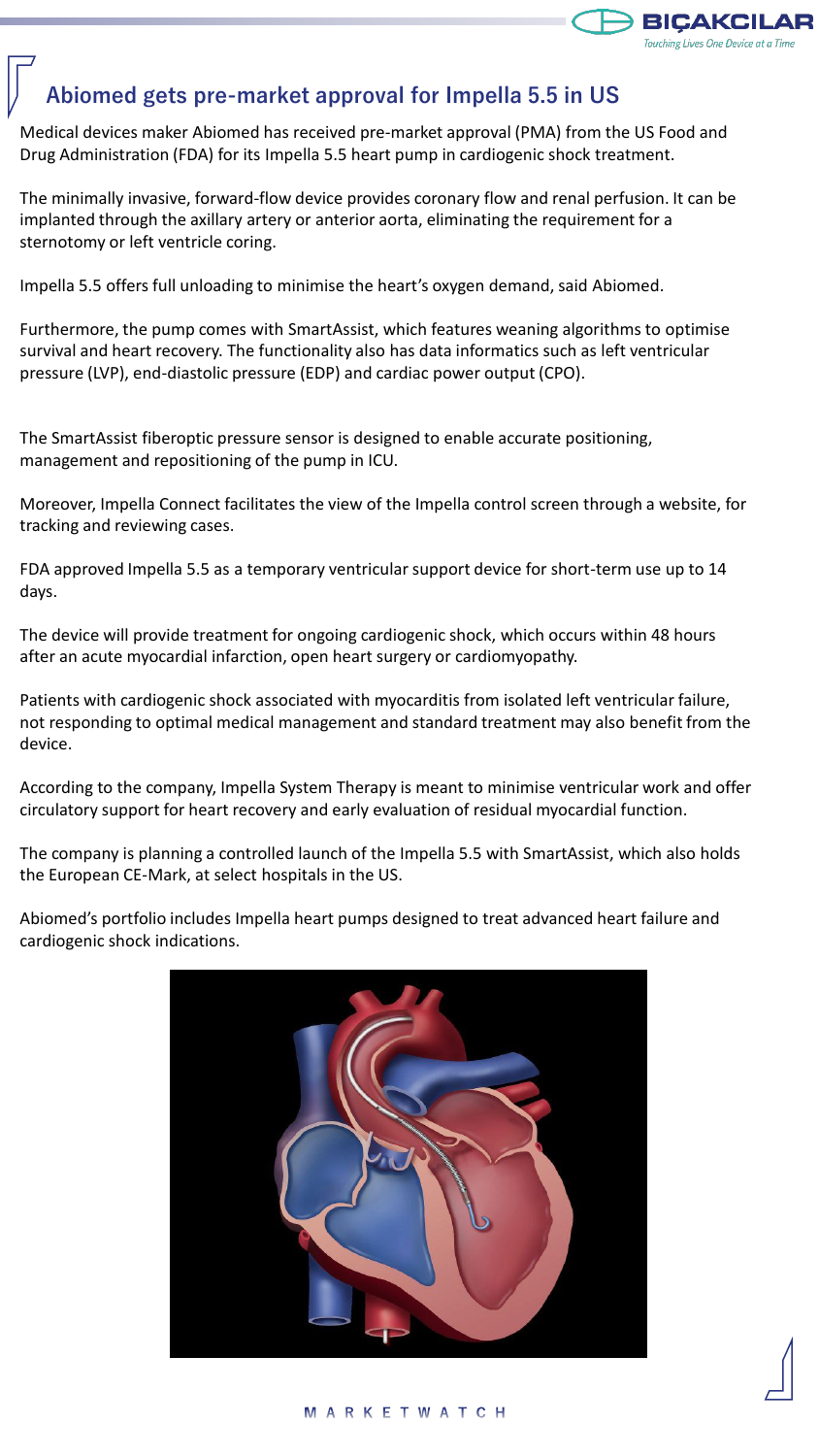## Abiomed gets pre-market approval for Impella 5.5 in US

Medical devices maker Abiomed has received pre-market approval (PMA) from the US Food and Drug Administration (FDA) for its Impella 5.5 heart pump in cardiogenic shock treatment.

The minimally invasive, forward-flow device provides coronary flow and renal perfusion. It can be implanted through the axillary artery or anterior aorta, eliminating the requirement for a sternotomy or left ventricle coring.

Impella 5.5 offers full unloading to minimise the heart's oxygen demand, said Abiomed.

Furthermore, the pump comes with SmartAssist, which features weaning algorithms to optimise survival and heart recovery. The functionality also has data informatics such as left ventricular pressure (LVP), end-diastolic pressure (EDP) and cardiac power output (CPO).

The SmartAssist fiberoptic pressure sensor is designed to enable accurate positioning, management and repositioning of the pump in ICU.

Moreover, Impella Connect facilitates the view of the Impella control screen through a website, for tracking and reviewing cases.

FDA approved Impella 5.5 as a temporary ventricular support device for short-term use up to 14 days.

The device will provide treatment for ongoing cardiogenic shock, which occurs within 48 hours after an acute myocardial infarction, open heart surgery or cardiomyopathy.

Patients with cardiogenic shock associated with myocarditis from isolated left ventricular failure, not responding to optimal medical management and standard treatment may also benefit from the device.

According to the company, Impella System Therapy is meant to minimise ventricular work and offer circulatory support for heart recovery and early evaluation of residual myocardial function.

The company is planning a controlled launch of the Impella 5.5 with SmartAssist, which also holds the European CE-Mark, at select hospitals in the US.

Abiomed's portfolio includes Impella heart pumps designed to treat advanced heart failure and cardiogenic shock indications.